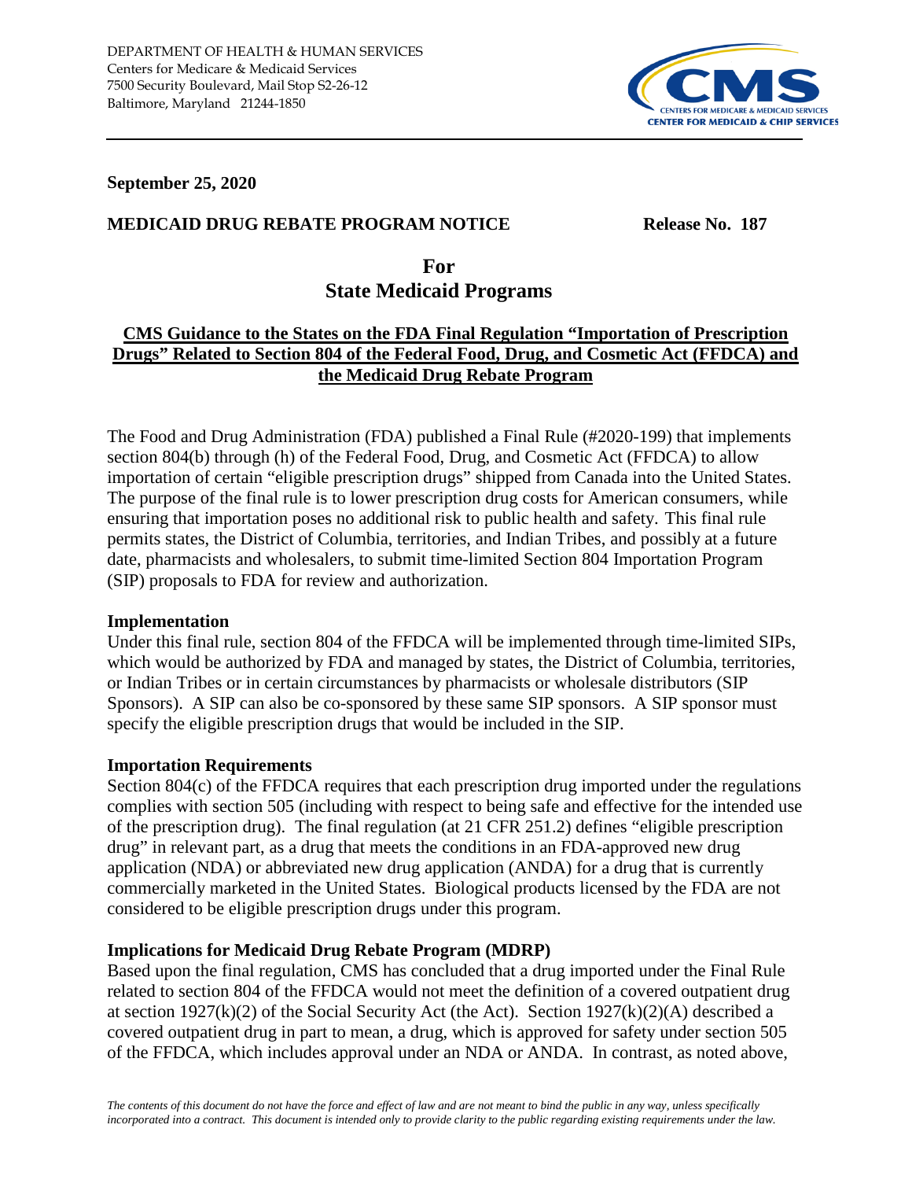DEPARTMENT OF HEALTH & HUMAN SERVICES
Centers for Medicare & Medicaid Services
7500 Security Boulevard, Mail Stop S2-26-12
Baltimore, Maryland 21244-1850

**September 25, 2020**

**MEDICAID DRUG REBATE PROGRAM NOTICE** **Release No. 187**

## For
## State Medicaid Programs

### CMS Guidance to the States on the FDA Final Regulation "Importation of Prescription Drugs" Related to Section 804 of the Federal Food, Drug, and Cosmetic Act (FFDCA) and the Medicaid Drug Rebate Program

The Food and Drug Administration (FDA) published a Final Rule (#2020-199) that implements section 804(b) through (h) of the Federal Food, Drug, and Cosmetic Act (FFDCA) to allow importation of certain "eligible prescription drugs" shipped from Canada into the United States. The purpose of the final rule is to lower prescription drug costs for American consumers, while ensuring that importation poses no additional risk to public health and safety. This final rule permits states, the District of Columbia, territories, and Indian Tribes, and possibly at a future date, pharmacists and wholesalers, to submit time-limited Section 804 Importation Program (SIP) proposals to FDA for review and authorization.

**Implementation**

Under this final rule, section 804 of the FFDCA will be implemented through time-limited SIPs, which would be authorized by FDA and managed by states, the District of Columbia, territories, or Indian Tribes or in certain circumstances by pharmacists or wholesale distributors (SIP Sponsors). A SIP can also be co-sponsored by these same SIP sponsors. A SIP sponsor must specify the eligible prescription drugs that would be included in the SIP.

**Importation Requirements**

Section 804(c) of the FFDCA requires that each prescription drug imported under the regulations complies with section 505 (including with respect to being safe and effective for the intended use of the prescription drug). The final regulation (at 21 CFR 251.2) defines "eligible prescription drug" in relevant part, as a drug that meets the conditions in an FDA-approved new drug application (NDA) or abbreviated new drug application (ANDA) for a drug that is currently commercially marketed in the United States. Biological products licensed by the FDA are not considered to be eligible prescription drugs under this program.

**Implications for Medicaid Drug Rebate Program (MDRP)**

Based upon the final regulation, CMS has concluded that a drug imported under the Final Rule related to section 804 of the FFDCA would not meet the definition of a covered outpatient drug at section 1927(k)(2) of the Social Security Act (the Act). Section 1927(k)(2)(A) described a covered outpatient drug in part to mean, a drug, which is approved for safety under section 505 of the FFDCA, which includes approval under an NDA or ANDA. In contrast, as noted above,

*The contents of this document do not have the force and effect of law and are not meant to bind the public in any way, unless specifically incorporated into a contract. This document is intended only to provide clarity to the public regarding existing requirements under the law.*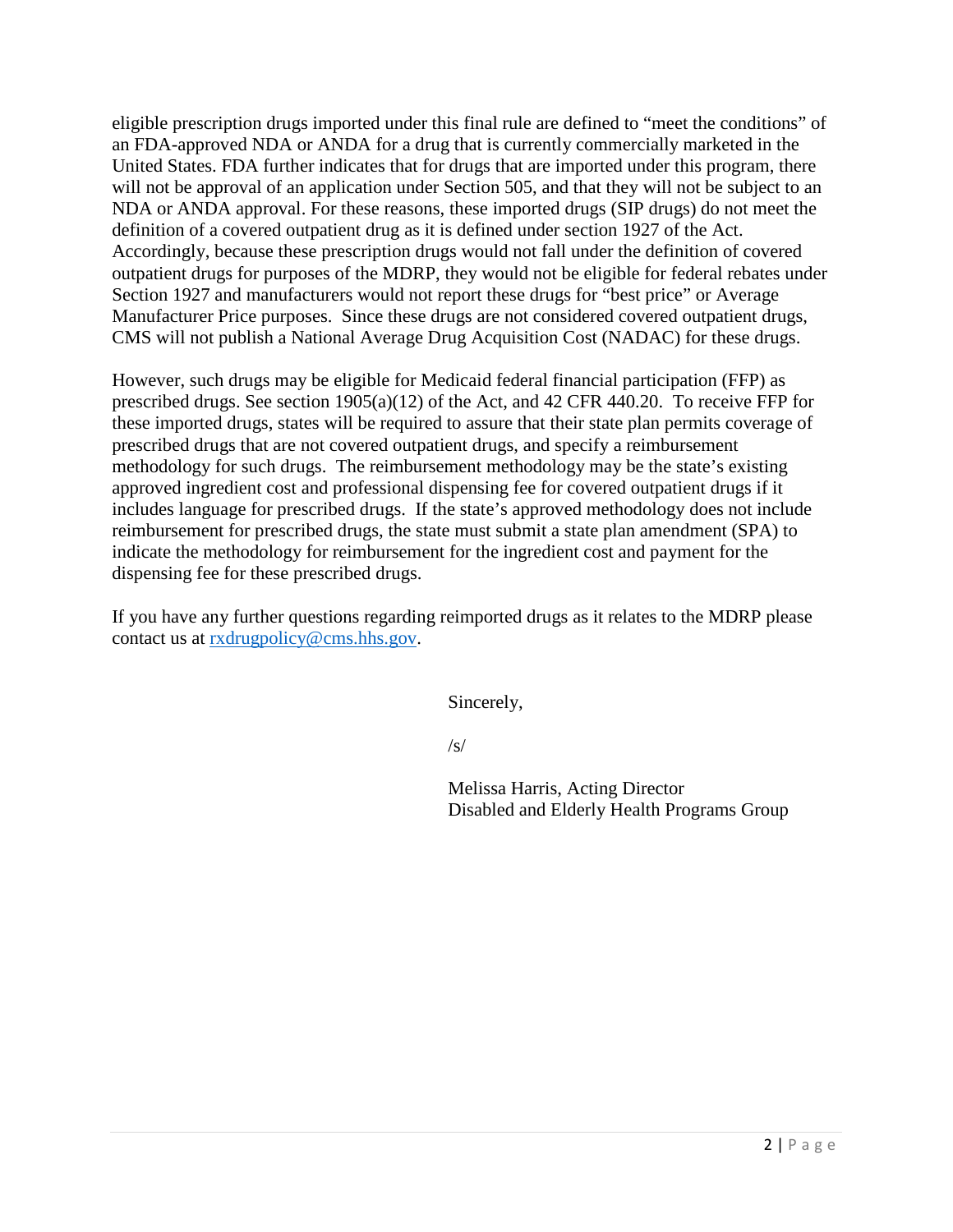eligible prescription drugs imported under this final rule are defined to "meet the conditions" of an FDA-approved NDA or ANDA for a drug that is currently commercially marketed in the United States. FDA further indicates that for drugs that are imported under this program, there will not be approval of an application under Section 505, and that they will not be subject to an NDA or ANDA approval. For these reasons, these imported drugs (SIP drugs) do not meet the definition of a covered outpatient drug as it is defined under section 1927 of the Act. Accordingly, because these prescription drugs would not fall under the definition of covered outpatient drugs for purposes of the MDRP, they would not be eligible for federal rebates under Section 1927 and manufacturers would not report these drugs for "best price" or Average Manufacturer Price purposes. Since these drugs are not considered covered outpatient drugs, CMS will not publish a National Average Drug Acquisition Cost (NADAC) for these drugs.

However, such drugs may be eligible for Medicaid federal financial participation (FFP) as prescribed drugs. See section 1905(a)(12) of the Act, and 42 CFR 440.20. To receive FFP for these imported drugs, states will be required to assure that their state plan permits coverage of prescribed drugs that are not covered outpatient drugs, and specify a reimbursement methodology for such drugs. The reimbursement methodology may be the state's existing approved ingredient cost and professional dispensing fee for covered outpatient drugs if it includes language for prescribed drugs. If the state's approved methodology does not include reimbursement for prescribed drugs, the state must submit a state plan amendment (SPA) to indicate the methodology for reimbursement for the ingredient cost and payment for the dispensing fee for these prescribed drugs.

If you have any further questions regarding reimported drugs as it relates to the MDRP please contact us at [rxdrugpolicy@cms.hhs.gov](mailto:rxdrugpolicy@cms.hhs.gov).

Sincerely,

/s/

Melissa Harris, Acting Director
Disabled and Elderly Health Programs Group